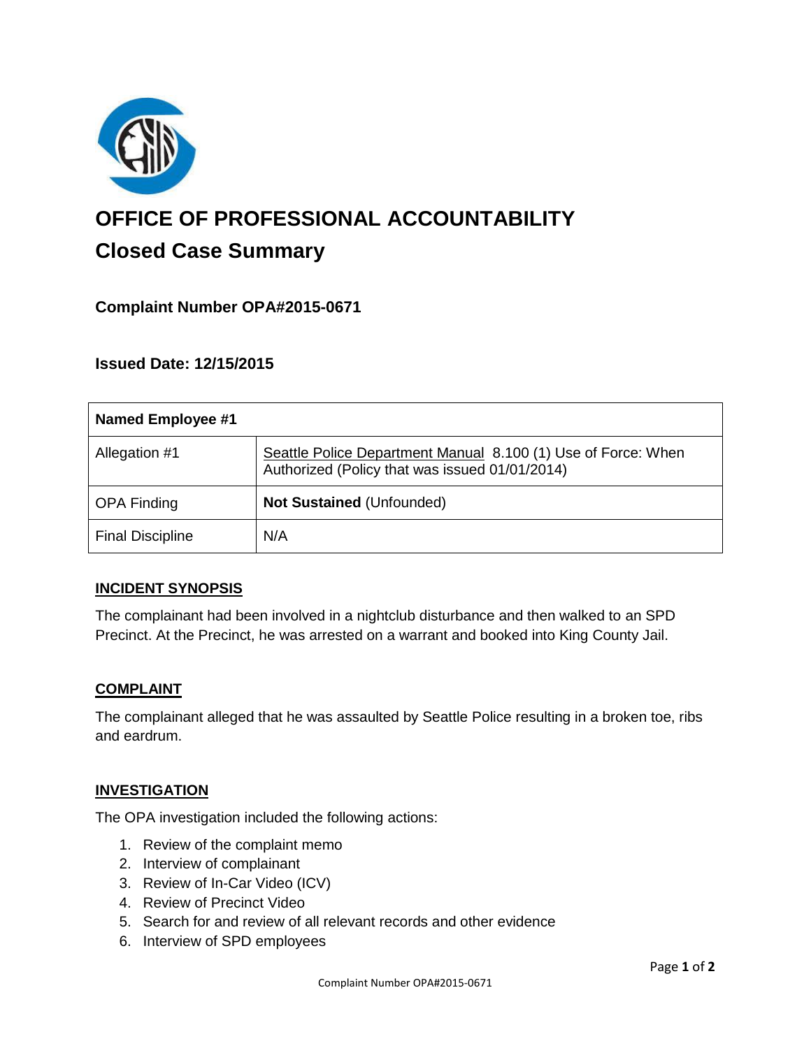# OFFICE OF PROFESSIONAL ACCOUNTABILITY

## Closed Case Summary

### Complaint Number OPA#2015-0671

### Issued Date: 12/15/2015

| Named Employee #1 | |
|---|---|
| Allegation #1 | Seattle Police Department Manual 8.100 (1) Use of Force: When Authorized (Policy that was issued 01/01/2014) |
| OPA Finding | **Not Sustained** (Unfounded) |
| Final Discipline | N/A |

#### INCIDENT SYNOPSIS

The complainant had been involved in a nightclub disturbance and then walked to an SPD Precinct. At the Precinct, he was arrested on a warrant and booked into King County Jail.

#### COMPLAINT

The complainant alleged that he was assaulted by Seattle Police resulting in a broken toe, ribs and eardrum.

#### INVESTIGATION

The OPA investigation included the following actions:

1. Review of the complaint memo
2. Interview of complainant
3. Review of In-Car Video (ICV)
4. Review of Precinct Video
5. Search for and review of all relevant records and other evidence
6. Interview of SPD employees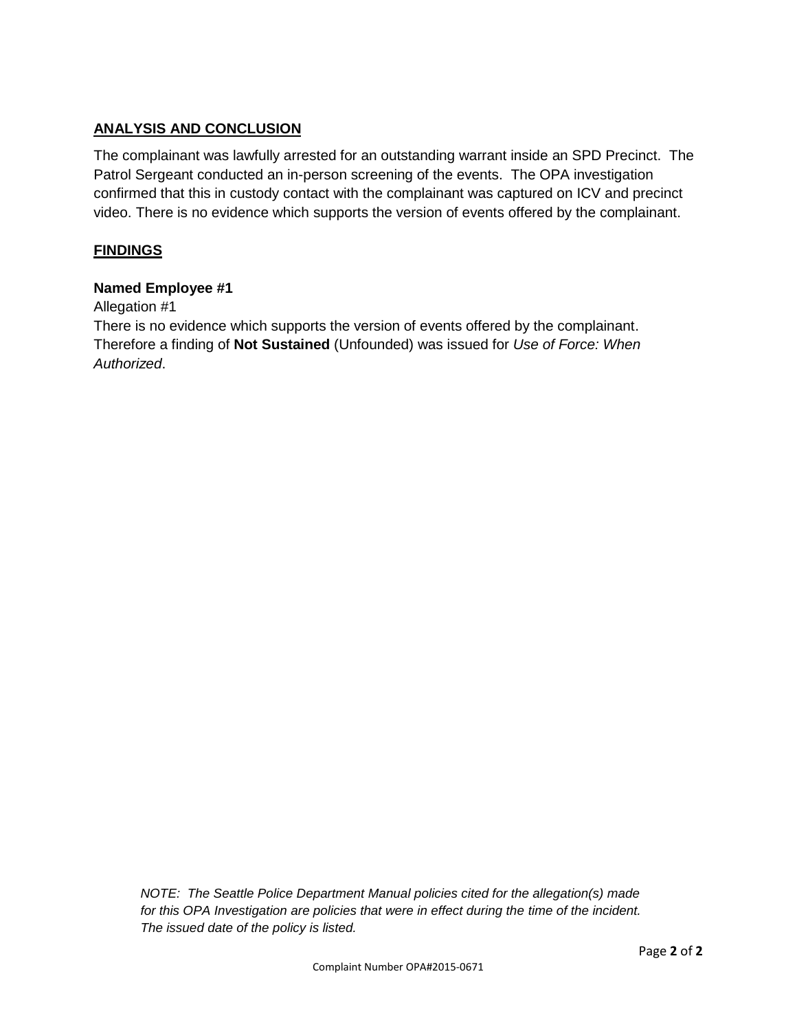## ANALYSIS AND CONCLUSION

The complainant was lawfully arrested for an outstanding warrant inside an SPD Precinct. The Patrol Sergeant conducted an in-person screening of the events. The OPA investigation confirmed that this in custody contact with the complainant was captured on ICV and precinct video. There is no evidence which supports the version of events offered by the complainant.

## FINDINGS

**Named Employee #1**

Allegation #1

There is no evidence which supports the version of events offered by the complainant. Therefore a finding of **Not Sustained** (Unfounded) was issued for *Use of Force: When Authorized*.

*NOTE: The Seattle Police Department Manual policies cited for the allegation(s) made for this OPA Investigation are policies that were in effect during the time of the incident. The issued date of the policy is listed.*

Complaint Number OPA#2015-0671